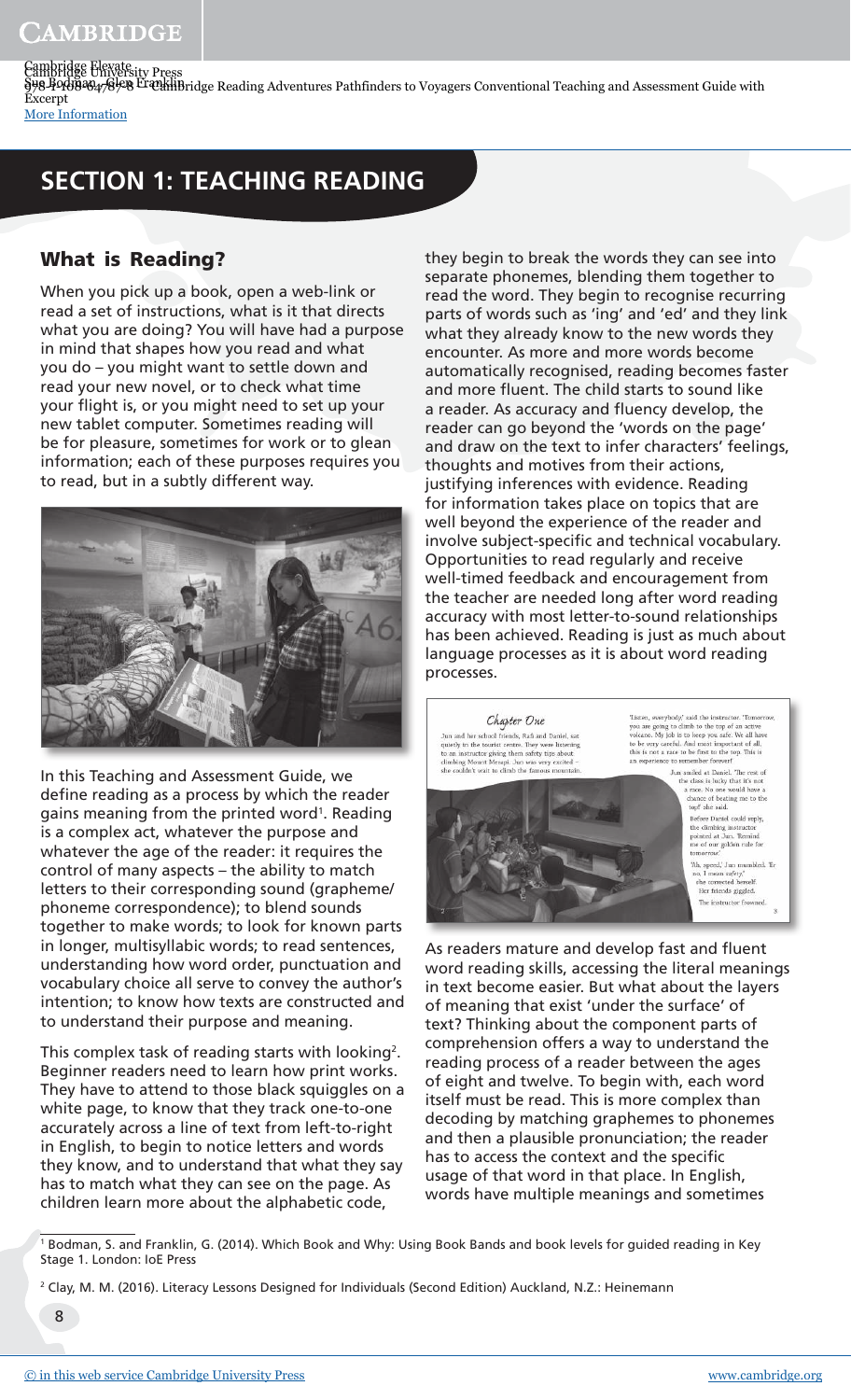# SECTION 1: TEACHING READING

## What is Reading?

When you pick up a book, open a web-link or read a set of instructions, what is it that directs what you are doing? You will have had a purpose in mind that shapes how you read and what you do – you might want to settle down and read your new novel, or to check what time your flight is, or you might need to set up your new tablet computer. Sometimes reading will be for pleasure, sometimes for work or to glean information; each of these purposes requires you to read, but in a subtly different way.

In this Teaching and Assessment Guide, we define reading as a process by which the reader gains meaning from the printed word[1]. Reading is a complex act, whatever the purpose and whatever the age of the reader: it requires the control of many aspects – the ability to match letters to their corresponding sound (grapheme/phoneme correspondence); to blend sounds together to make words; to look for known parts in longer, multisyllabic words; to read sentences, understanding how word order, punctuation and vocabulary choice all serve to convey the author's intention; to know how texts are constructed and to understand their purpose and meaning.

This complex task of reading starts with looking[2]. Beginner readers need to learn how print works. They have to attend to those black squiggles on a white page, to know that they track one-to-one accurately across a line of text from left-to-right in English, to begin to notice letters and words they know, and to understand that what they say has to match what they can see on the page. As children learn more about the alphabetic code, they begin to break the words they can see into separate phonemes, blending them together to read the word. They begin to recognise recurring parts of words such as 'ing' and 'ed' and they link what they already know to the new words they encounter. As more and more words become automatically recognised, reading becomes faster and more fluent. The child starts to sound like a reader. As accuracy and fluency develop, the reader can go beyond the 'words on the page' and draw on the text to infer characters' feelings, thoughts and motives from their actions, justifying inferences with evidence. Reading for information takes place on topics that are well beyond the experience of the reader and involve subject-specific and technical vocabulary. Opportunities to read regularly and receive well-timed feedback and encouragement from the teacher are needed long after word reading accuracy with most letter-to-sound relationships has been achieved. Reading is just as much about language processes as it is about word reading processes.

As readers mature and develop fast and fluent word reading skills, accessing the literal meanings in text become easier. But what about the layers of meaning that exist 'under the surface' of text? Thinking about the component parts of comprehension offers a way to understand the reading process of a reader between the ages of eight and twelve. To begin with, each word itself must be read. This is more complex than decoding by matching graphemes to phonemes and then a plausible pronunciation; the reader has to access the context and the specific usage of that word in that place. In English, words have multiple meanings and sometimes

[1] Bodman, S. and Franklin, G. (2014). Which Book and Why: Using Book Bands and book levels for guided reading in Key Stage 1. London: IoE Press

[2] Clay, M. M. (2016). Literacy Lessons Designed for Individuals (Second Edition) Auckland, N.Z.: Heinemann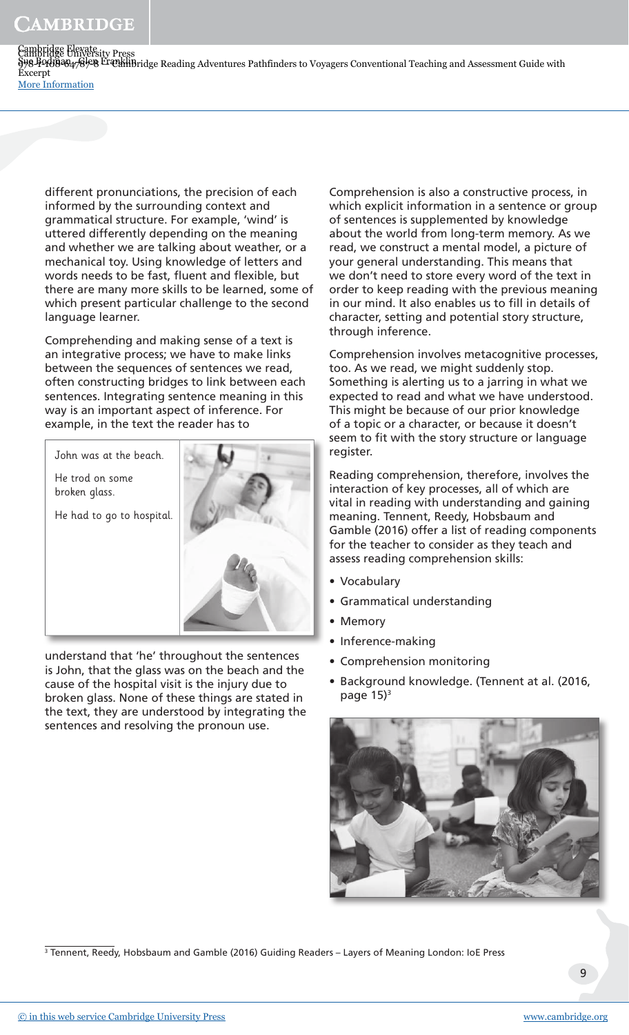different pronunciations, the precision of each informed by the surrounding context and grammatical structure. For example, 'wind' is uttered differently depending on the meaning and whether we are talking about weather, or a mechanical toy. Using knowledge of letters and words needs to be fast, fluent and flexible, but there are many more skills to be learned, some of which present particular challenge to the second language learner.

Comprehending and making sense of a text is an integrative process; we have to make links between the sequences of sentences we read, often constructing bridges to link between each sentences. Integrating sentence meaning in this way is an important aspect of inference. For example, in the text the reader has to

John was at the beach.

He trod on some broken glass.

He had to go to hospital.

understand that 'he' throughout the sentences is John, that the glass was on the beach and the cause of the hospital visit is the injury due to broken glass. None of these things are stated in the text, they are understood by integrating the sentences and resolving the pronoun use.

Comprehension is also a constructive process, in which explicit information in a sentence or group of sentences is supplemented by knowledge about the world from long-term memory. As we read, we construct a mental model, a picture of your general understanding. This means that we don't need to store every word of the text in order to keep reading with the previous meaning in our mind. It also enables us to fill in details of character, setting and potential story structure, through inference.

Comprehension involves metacognitive processes, too. As we read, we might suddenly stop. Something is alerting us to a jarring in what we expected to read and what we have understood. This might be because of our prior knowledge of a topic or a character, or because it doesn't seem to fit with the story structure or language register.

Reading comprehension, therefore, involves the interaction of key processes, all of which are vital in reading with understanding and gaining meaning. Tennent, Reedy, Hobsbaum and Gamble (2016) offer a list of reading components for the teacher to consider as they teach and assess reading comprehension skills:

- Vocabulary
- Grammatical understanding
- Memory
- Inference-making
- Comprehension monitoring
- Background knowledge. (Tennent at al. (2016, page 15)[3]

[3] Tennent, Reedy, Hobsbaum and Gamble (2016) Guiding Readers – Layers of Meaning London: IoE Press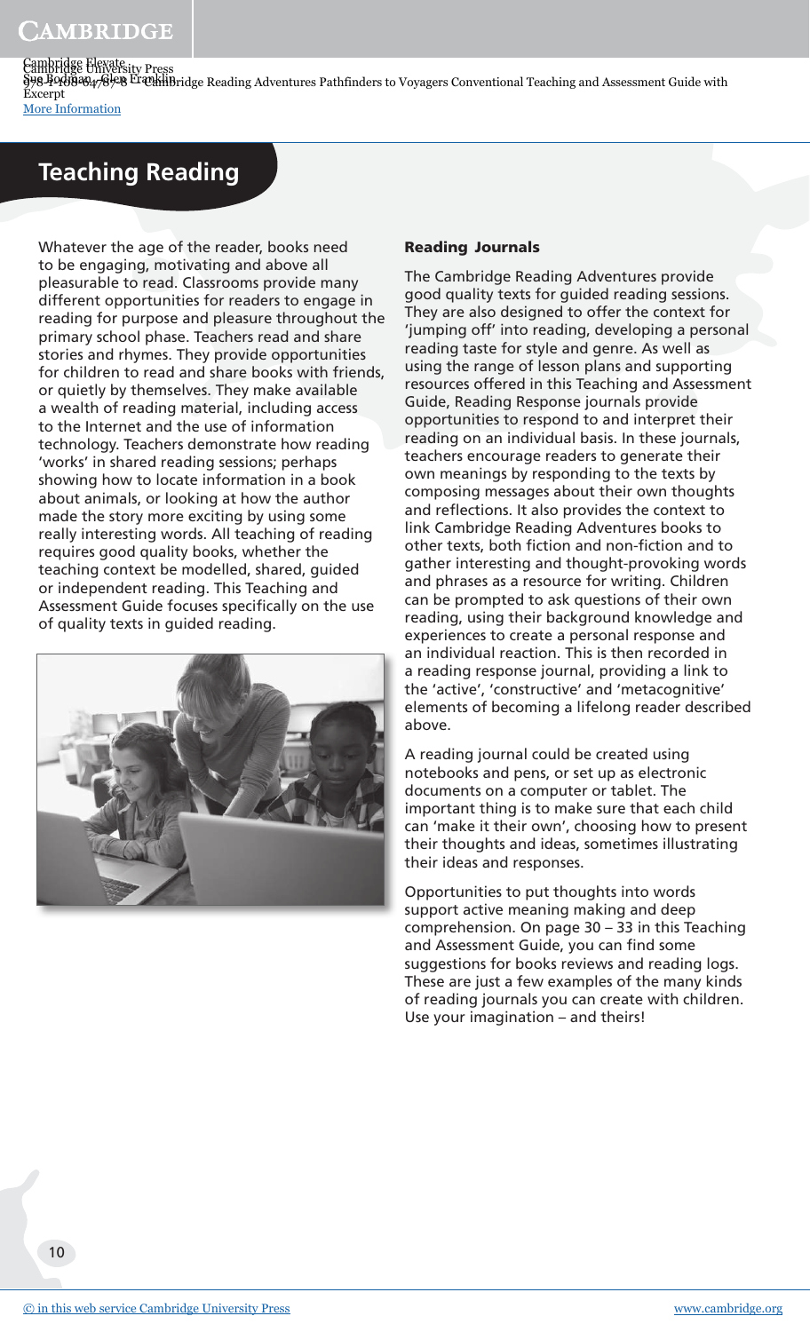# Teaching Reading

Whatever the age of the reader, books need to be engaging, motivating and above all pleasurable to read. Classrooms provide many different opportunities for readers to engage in reading for purpose and pleasure throughout the primary school phase. Teachers read and share stories and rhymes. They provide opportunities for children to read and share books with friends, or quietly by themselves. They make available a wealth of reading material, including access to the Internet and the use of information technology. Teachers demonstrate how reading 'works' in shared reading sessions; perhaps showing how to locate information in a book about animals, or looking at how the author made the story more exciting by using some really interesting words. All teaching of reading requires good quality books, whether the teaching context be modelled, shared, guided or independent reading. This Teaching and Assessment Guide focuses specifically on the use of quality texts in guided reading.

## Reading Journals

The Cambridge Reading Adventures provide good quality texts for guided reading sessions. They are also designed to offer the context for 'jumping off' into reading, developing a personal reading taste for style and genre. As well as using the range of lesson plans and supporting resources offered in this Teaching and Assessment Guide, Reading Response journals provide opportunities to respond to and interpret their reading on an individual basis. In these journals, teachers encourage readers to generate their own meanings by responding to the texts by composing messages about their own thoughts and reflections. It also provides the context to link Cambridge Reading Adventures books to other texts, both fiction and non-fiction and to gather interesting and thought-provoking words and phrases as a resource for writing. Children can be prompted to ask questions of their own reading, using their background knowledge and experiences to create a personal response and an individual reaction. This is then recorded in a reading response journal, providing a link to the 'active', 'constructive' and 'metacognitive' elements of becoming a lifelong reader described above.

A reading journal could be created using notebooks and pens, or set up as electronic documents on a computer or tablet. The important thing is to make sure that each child can 'make it their own', choosing how to present their thoughts and ideas, sometimes illustrating their ideas and responses.

Opportunities to put thoughts into words support active meaning making and deep comprehension. On page 30 – 33 in this Teaching and Assessment Guide, you can find some suggestions for books reviews and reading logs. These are just a few examples of the many kinds of reading journals you can create with children. Use your imagination – and theirs!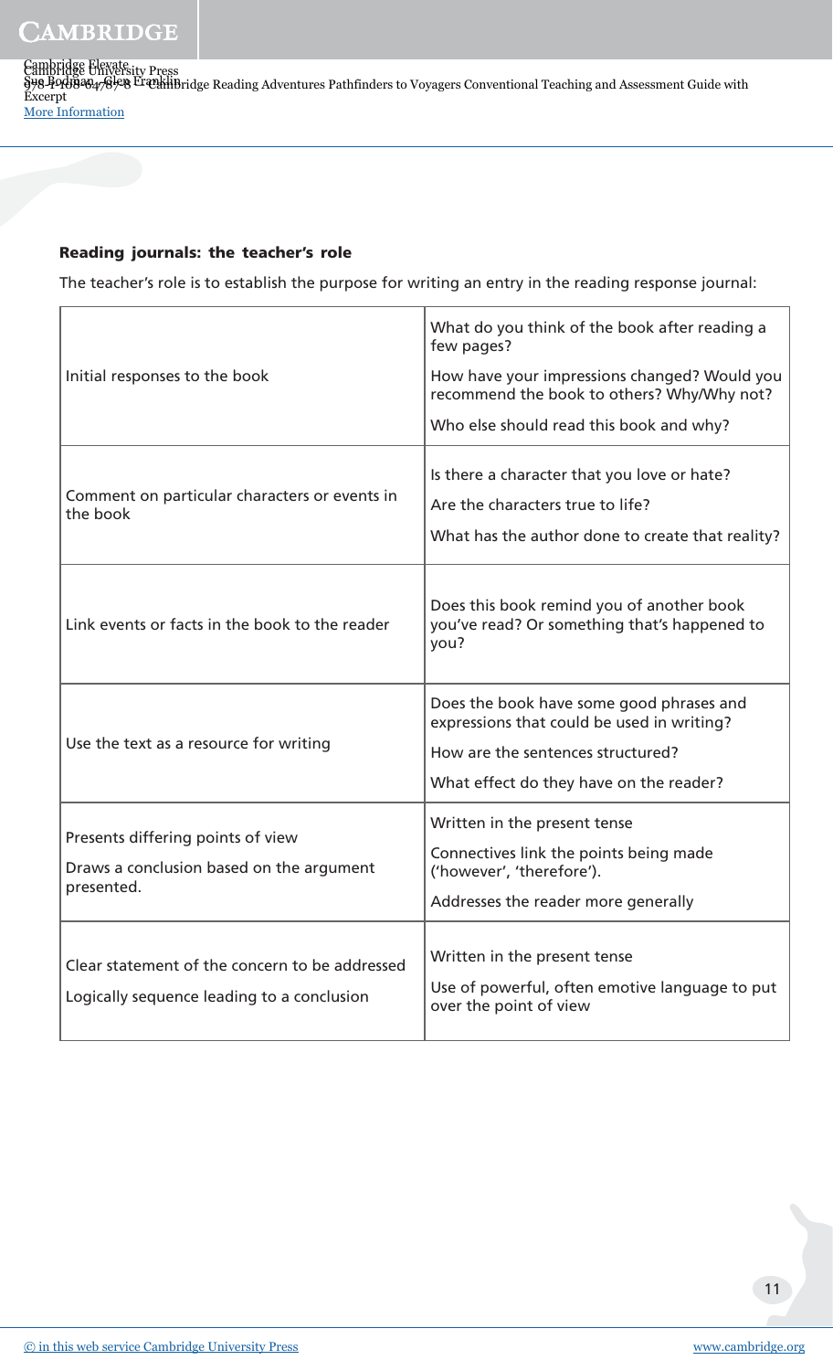#### Reading journals: the teacher's role

The teacher's role is to establish the purpose for writing an entry in the reading response journal:

| | |
|---|---|
| Initial responses to the book | What do you think of the book after reading a few pages?<br>How have your impressions changed? Would you recommend the book to others? Why/Why not?<br>Who else should read this book and why? |
| Comment on particular characters or events in the book | Is there a character that you love or hate?<br>Are the characters true to life?<br>What has the author done to create that reality? |
| Link events or facts in the book to the reader | Does this book remind you of another book you've read? Or something that's happened to you? |
| Use the text as a resource for writing | Does the book have some good phrases and expressions that could be used in writing?<br>How are the sentences structured?<br>What effect do they have on the reader? |
| Presents differing points of view<br>Draws a conclusion based on the argument presented. | Written in the present tense<br>Connectives link the points being made ('however', 'therefore').<br>Addresses the reader more generally |
| Clear statement of the concern to be addressed<br>Logically sequence leading to a conclusion | Written in the present tense<br>Use of powerful, often emotive language to put over the point of view |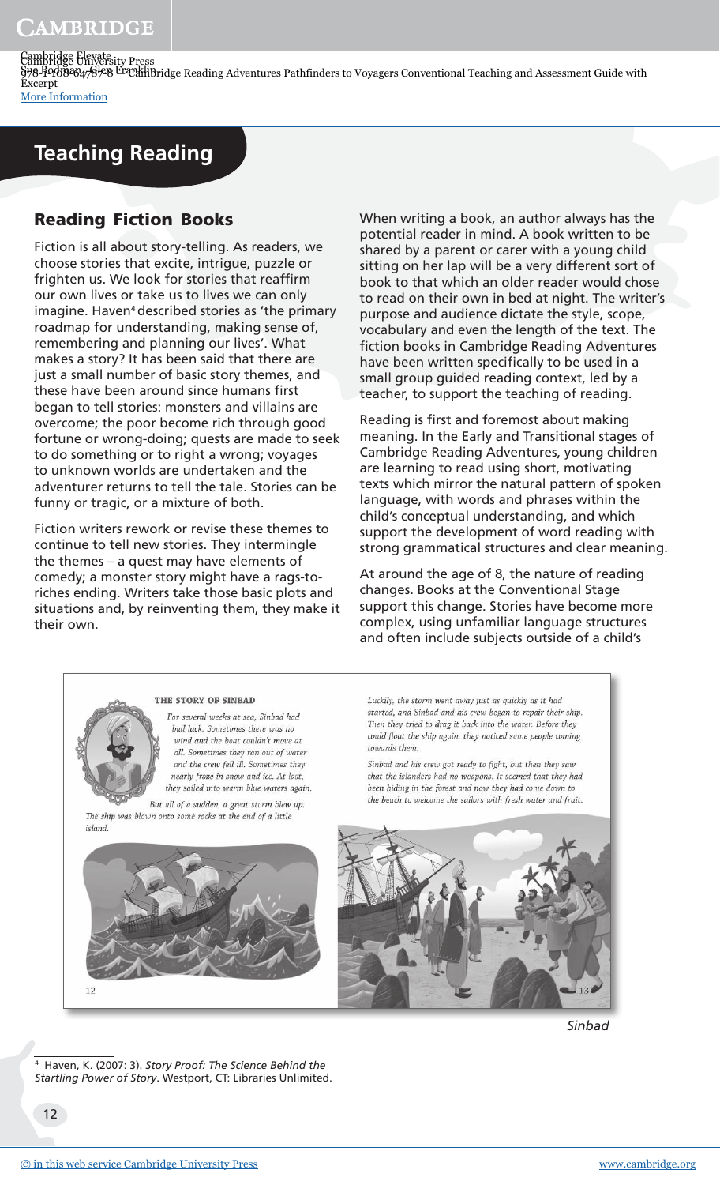# Teaching Reading

## Reading Fiction Books

Fiction is all about story-telling. As readers, we choose stories that excite, intrigue, puzzle or frighten us. We look for stories that reaffirm our own lives or take us to lives we can only imagine. Haven[4] described stories as 'the primary roadmap for understanding, making sense of, remembering and planning our lives'. What makes a story? It has been said that there are just a small number of basic story themes, and these have been around since humans first began to tell stories: monsters and villains are overcome; the poor become rich through good fortune or wrong-doing; quests are made to seek to do something or to right a wrong; voyages to unknown worlds are undertaken and the adventurer returns to tell the tale. Stories can be funny or tragic, or a mixture of both.

Fiction writers rework or revise these themes to continue to tell new stories. They intermingle the themes – a quest may have elements of comedy; a monster story might have a rags-to-riches ending. Writers take those basic plots and situations and, by reinventing them, they make it their own.

When writing a book, an author always has the potential reader in mind. A book written to be shared by a parent or carer with a young child sitting on her lap will be a very different sort of book to that which an older reader would chose to read on their own in bed at night. The writer's purpose and audience dictate the style, scope, vocabulary and even the length of the text. The fiction books in Cambridge Reading Adventures have been written specifically to be used in a small group guided reading context, led by a teacher, to support the teaching of reading.

Reading is first and foremost about making meaning. In the Early and Transitional stages of Cambridge Reading Adventures, young children are learning to read using short, motivating texts which mirror the natural pattern of spoken language, with words and phrases within the child's conceptual understanding, and which support the development of word reading with strong grammatical structures and clear meaning.

At around the age of 8, the nature of reading changes. Books at the Conventional Stage support this change. Stories have become more complex, using unfamiliar language structures and often include subjects outside of a child's

THE STORY OF SINBAD

*For several weeks at sea, Sinbad had bad luck. Sometimes there was no wind and the boat couldn't move at all. Sometimes they ran out of water and the crew fell ill. Sometimes they nearly froze in snow and ice. At last, they sailed into warm blue waters again.*

*But all of a sudden, a great storm blew up. The ship was blown onto some rocks at the end of a little island.*

*Luckily, the storm went away just as quickly as it had started, and Sinbad and his crew began to repair their ship. Then they tried to drag it back into the water. Before they could float the ship again, they noticed some people coming towards them.*

*Sinbad and his crew got ready to fight, but then they saw that the islanders had no weapons. It seemed that they had been hiding in the forest and now they had come down to the beach to welcome the sailors with fresh water and fruit.*

*Sinbad*

[4] Haven, K. (2007: 3). *Story Proof: The Science Behind the Startling Power of Story*. Westport, CT: Libraries Unlimited.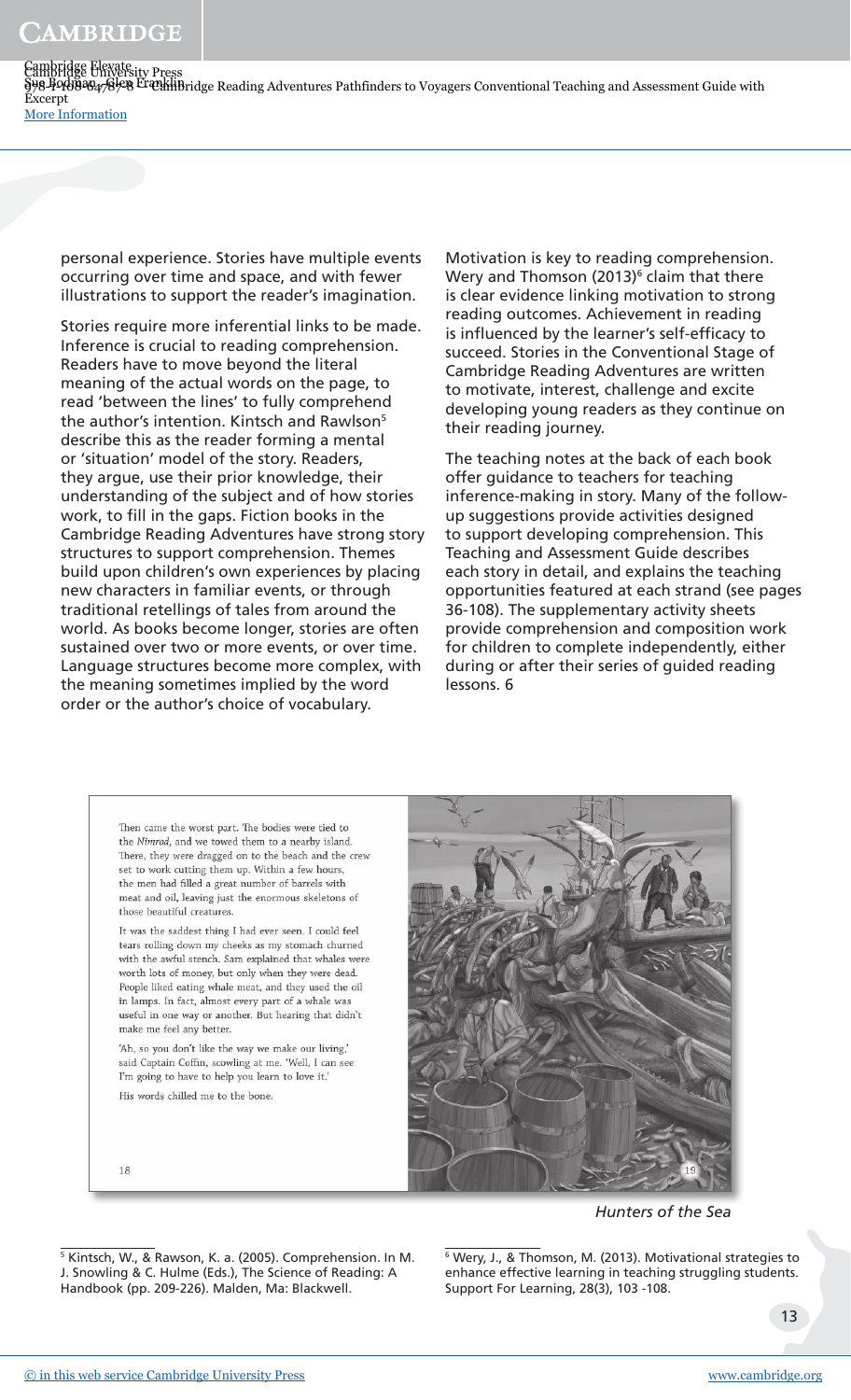personal experience. Stories have multiple events occurring over time and space, and with fewer illustrations to support the reader's imagination.

Stories require more inferential links to be made. Inference is crucial to reading comprehension. Readers have to move beyond the literal meaning of the actual words on the page, to read 'between the lines' to fully comprehend the author's intention. Kintsch and Rawlson[5] describe this as the reader forming a mental or 'situation' model of the story. Readers, they argue, use their prior knowledge, their understanding of the subject and of how stories work, to fill in the gaps. Fiction books in the Cambridge Reading Adventures have strong story structures to support comprehension. Themes build upon children's own experiences by placing new characters in familiar events, or through traditional retellings of tales from around the world. As books become longer, stories are often sustained over two or more events, or over time. Language structures become more complex, with the meaning sometimes implied by the word order or the author's choice of vocabulary.

Motivation is key to reading comprehension. Wery and Thomson (2013)[6] claim that there is clear evidence linking motivation to strong reading outcomes. Achievement in reading is influenced by the learner's self-efficacy to succeed. Stories in the Conventional Stage of Cambridge Reading Adventures are written to motivate, interest, challenge and excite developing young readers as they continue on their reading journey.

The teaching notes at the back of each book offer guidance to teachers for teaching inference-making in story. Many of the follow-up suggestions provide activities designed to support developing comprehension. This Teaching and Assessment Guide describes each story in detail, and explains the teaching opportunities featured at each strand (see pages 36-108). The supplementary activity sheets provide comprehension and composition work for children to complete independently, either during or after their series of guided reading lessons. 6

Then came the worst part. The bodies were tied to the *Nimrod*, and we towed them to a nearby island. There, they were dragged on to the beach and the crew set to work cutting them up. Within a few hours, the men had filled a great number of barrels with meat and oil, leaving just the enormous skeletons of those beautiful creatures.

It was the saddest thing I had ever seen. I could feel tears rolling down my cheeks as my stomach churned with the awful stench. Sam explained that whales were worth lots of money, but only when they were dead. People liked eating whale meat, and they used the oil in lamps. In fact, almost every part of a whale was useful in one way or another. But hearing that didn't make me feel any better.

'Ah, so you don't like the way we make our living,' said Captain Coffin, scowling at me. 'Well, I can see I'm going to have to help you learn to love it.'

His words chilled me to the bone.

*Hunters of the Sea*

[5] Kintsch, W., & Rawson, K. a. (2005). Comprehension. In M. J. Snowling & C. Hulme (Eds.), The Science of Reading: A Handbook (pp. 209-226). Malden, Ma: Blackwell.

[6] Wery, J., & Thomson, M. (2013). Motivational strategies to enhance effective learning in teaching struggling students. Support For Learning, 28(3), 103 -108.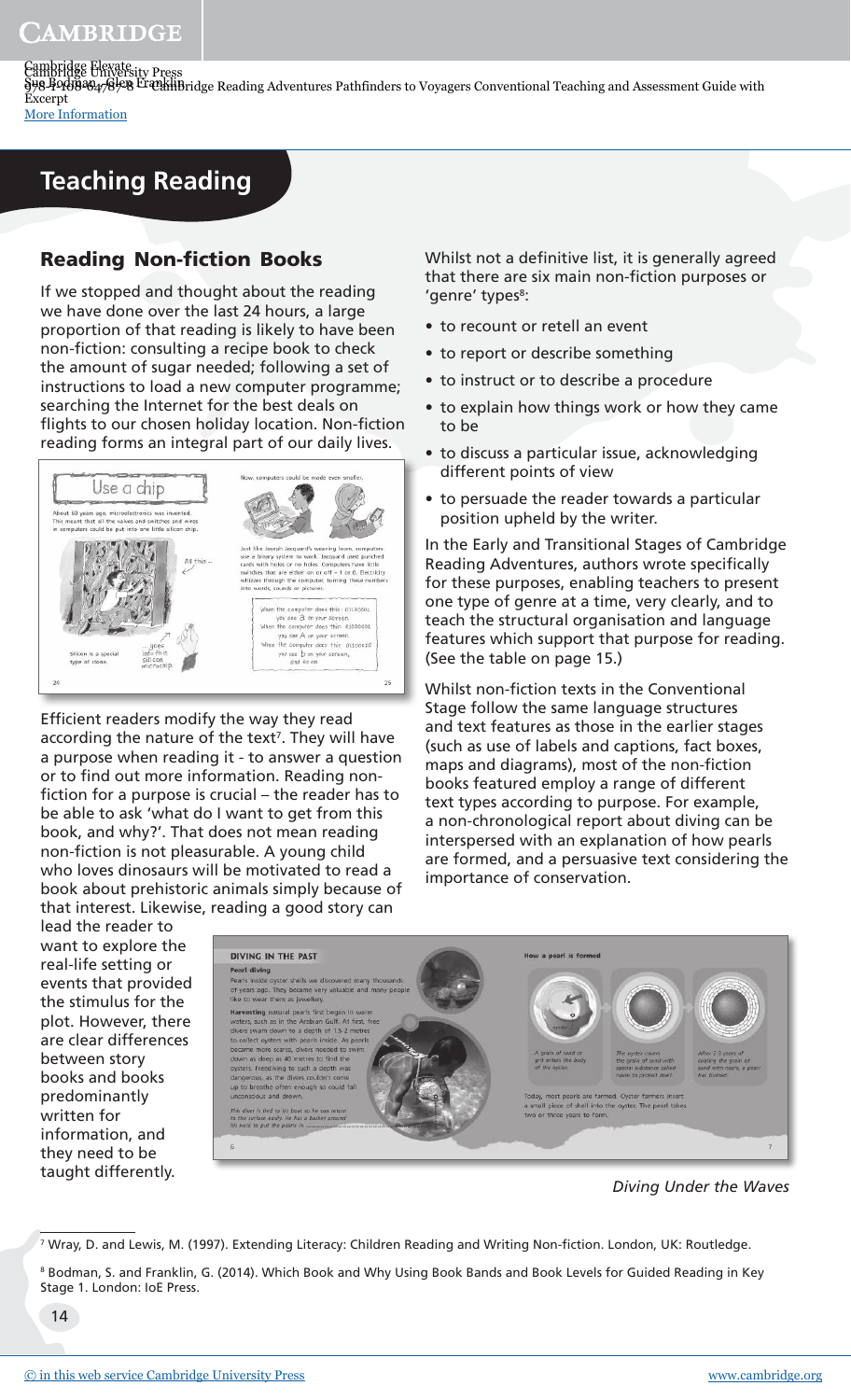# Teaching Reading

## Reading Non-fiction Books

If we stopped and thought about the reading we have done over the last 24 hours, a large proportion of that reading is likely to have been non-fiction: consulting a recipe book to check the amount of sugar needed; following a set of instructions to load a new computer programme; searching the Internet for the best deals on flights to our chosen holiday location. Non-fiction reading forms an integral part of our daily lives.

Efficient readers modify the way they read according the nature of the text[7]. They will have a purpose when reading it - to answer a question or to find out more information. Reading non-fiction for a purpose is crucial – the reader has to be able to ask 'what do I want to get from this book, and why?'. That does not mean reading non-fiction is not pleasurable. A young child who loves dinosaurs will be motivated to read a book about prehistoric animals simply because of that interest. Likewise, reading a good story can lead the reader to want to explore the real-life setting or events that provided the stimulus for the plot. However, there are clear differences between story books and books predominantly written for information, and they need to be taught differently.

Whilst not a definitive list, it is generally agreed that there are six main non-fiction purposes or 'genre' types[8]:

- to recount or retell an event
- to report or describe something
- to instruct or to describe a procedure
- to explain how things work or how they came to be
- to discuss a particular issue, acknowledging different points of view
- to persuade the reader towards a particular position upheld by the writer.

In the Early and Transitional Stages of Cambridge Reading Adventures, authors wrote specifically for these purposes, enabling teachers to present one type of genre at a time, very clearly, and to teach the structural organisation and language features which support that purpose for reading. (See the table on page 15.)

Whilst non-fiction texts in the Conventional Stage follow the same language structures and text features as those in the earlier stages (such as use of labels and captions, fact boxes, maps and diagrams), most of the non-fiction books featured employ a range of different text types according to purpose. For example, a non-chronological report about diving can be interspersed with an explanation of how pearls are formed, and a persuasive text considering the importance of conservation.

*Diving Under the Waves*

---

[7] Wray, D. and Lewis, M. (1997). Extending Literacy: Children Reading and Writing Non-fiction. London, UK: Routledge.

[8] Bodman, S. and Franklin, G. (2014). Which Book and Why Using Book Bands and Book Levels for Guided Reading in Key Stage 1. London: IoE Press.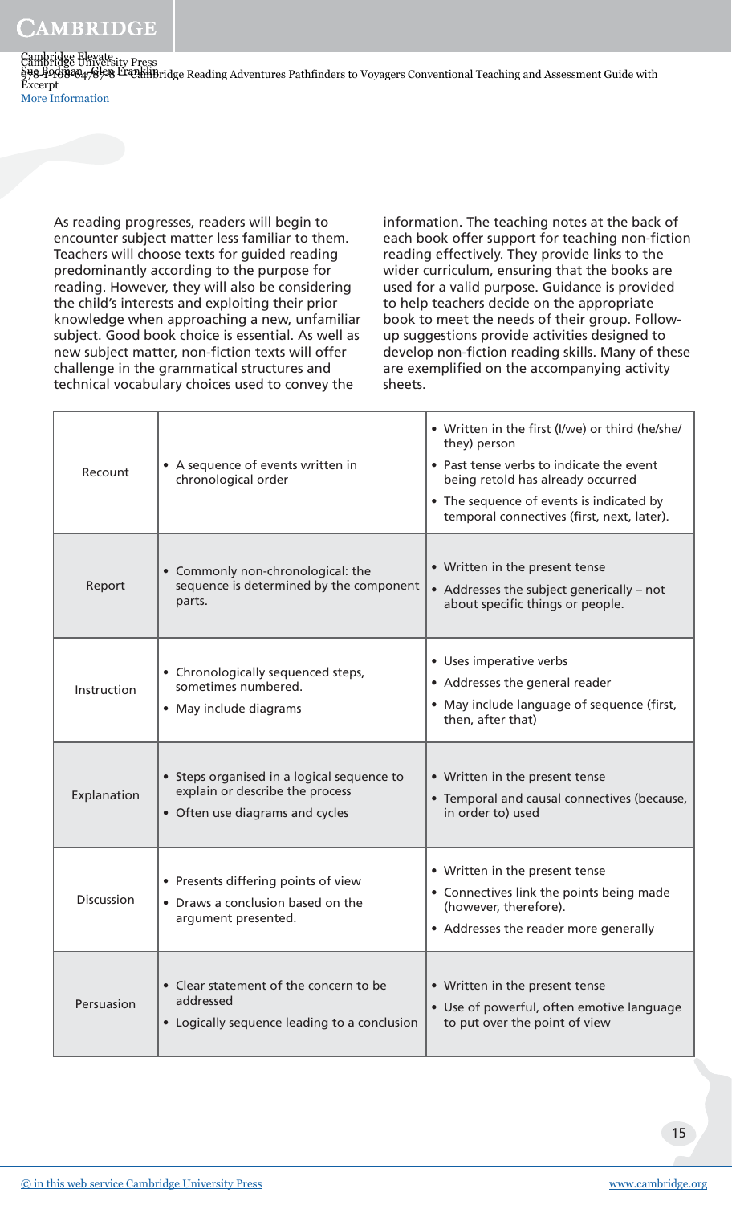As reading progresses, readers will begin to encounter subject matter less familiar to them. Teachers will choose texts for guided reading predominantly according to the purpose for reading. However, they will also be considering the child's interests and exploiting their prior knowledge when approaching a new, unfamiliar subject. Good book choice is essential. As well as new subject matter, non-fiction texts will offer challenge in the grammatical structures and technical vocabulary choices used to convey the information. The teaching notes at the back of each book offer support for teaching non-fiction reading effectively. They provide links to the wider curriculum, ensuring that the books are used for a valid purpose. Guidance is provided to help teachers decide on the appropriate book to meet the needs of their group. Follow-up suggestions provide activities designed to develop non-fiction reading skills. Many of these are exemplified on the accompanying activity sheets.

| | | |
|---|---|---|
| Recount | • A sequence of events written in chronological order | • Written in the first (I/we) or third (he/she/they) person<br>• Past tense verbs to indicate the event being retold has already occurred<br>• The sequence of events is indicated by temporal connectives (first, next, later). |
| Report | • Commonly non-chronological: the sequence is determined by the component parts. | • Written in the present tense<br>• Addresses the subject generically – not about specific things or people. |
| Instruction | • Chronologically sequenced steps, sometimes numbered.<br>• May include diagrams | • Uses imperative verbs<br>• Addresses the general reader<br>• May include language of sequence (first, then, after that) |
| Explanation | • Steps organised in a logical sequence to explain or describe the process<br>• Often use diagrams and cycles | • Written in the present tense<br>• Temporal and causal connectives (because, in order to) used |
| Discussion | • Presents differing points of view<br>• Draws a conclusion based on the argument presented. | • Written in the present tense<br>• Connectives link the points being made (however, therefore).<br>• Addresses the reader more generally |
| Persuasion | • Clear statement of the concern to be addressed<br>• Logically sequence leading to a conclusion | • Written in the present tense<br>• Use of powerful, often emotive language to put over the point of view |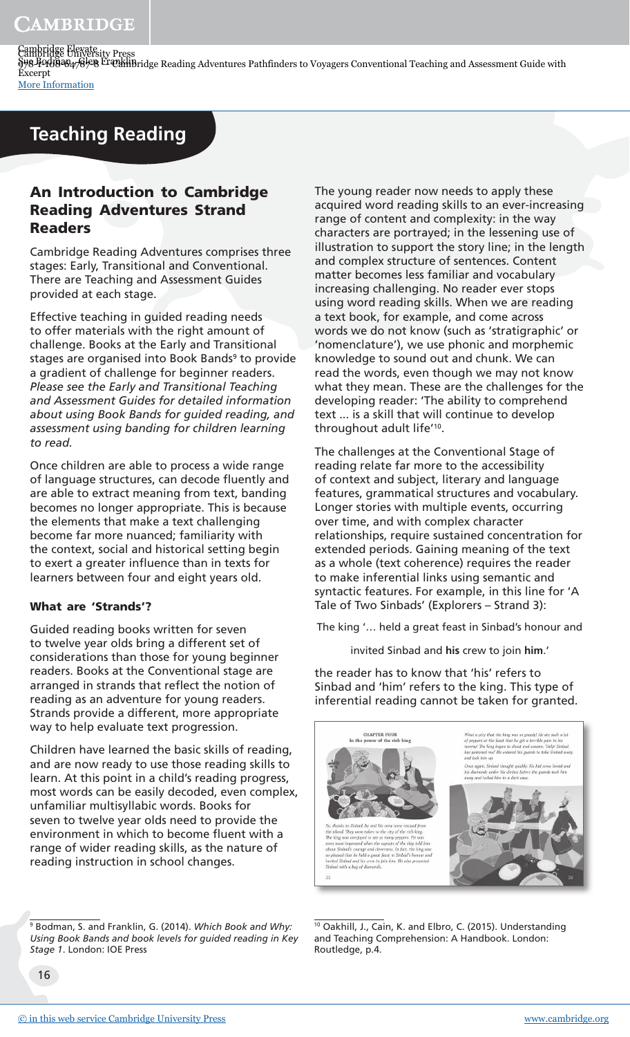# Teaching Reading

## An Introduction to Cambridge Reading Adventures Strand Readers

Cambridge Reading Adventures comprises three stages: Early, Transitional and Conventional. There are Teaching and Assessment Guides provided at each stage.

Effective teaching in guided reading needs to offer materials with the right amount of challenge. Books at the Early and Transitional stages are organised into Book Bands[9] to provide a gradient of challenge for beginner readers. *Please see the Early and Transitional Teaching and Assessment Guides for detailed information about using Book Bands for guided reading, and assessment using banding for children learning to read.*

Once children are able to process a wide range of language structures, can decode fluently and are able to extract meaning from text, banding becomes no longer appropriate. This is because the elements that make a text challenging become far more nuanced; familiarity with the context, social and historical setting begin to exert a greater influence than in texts for learners between four and eight years old.

### What are 'Strands'?

Guided reading books written for seven to twelve year olds bring a different set of considerations than those for young beginner readers. Books at the Conventional stage are arranged in strands that reflect the notion of reading as an adventure for young readers. Strands provide a different, more appropriate way to help evaluate text progression.

Children have learned the basic skills of reading, and are now ready to use those reading skills to learn. At this point in a child's reading progress, most words can be easily decoded, even complex, unfamiliar multisyllabic words. Books for seven to twelve year olds need to provide the environment in which to become fluent with a range of wider reading skills, as the nature of reading instruction in school changes.

The young reader now needs to apply these acquired word reading skills to an ever-increasing range of content and complexity: in the way characters are portrayed; in the lessening use of illustration to support the story line; in the length and complex structure of sentences. Content matter becomes less familiar and vocabulary increasing challenging. No reader ever stops using word reading skills. When we are reading a text book, for example, and come across words we do not know (such as 'stratigraphic' or 'nomenclature'), we use phonic and morphemic knowledge to sound out and chunk. We can read the words, even though we may not know what they mean. These are the challenges for the developing reader: 'The ability to comprehend text … is a skill that will continue to develop throughout adult life'[10].

The challenges at the Conventional Stage of reading relate far more to the accessibility of context and subject, literary and language features, grammatical structures and vocabulary. Longer stories with multiple events, occurring over time, and with complex character relationships, require sustained concentration for extended periods. Gaining meaning of the text as a whole (text coherence) requires the reader to make inferential links using semantic and syntactic features. For example, in this line for 'A Tale of Two Sinbads' (Explorers – Strand 3):

The king '… held a great feast in Sinbad's honour and invited Sinbad and **his** crew to join **him**.'

the reader has to know that 'his' refers to Sinbad and 'him' refers to the king. This type of inferential reading cannot be taken for granted.

---

[9] Bodman, S. and Franklin, G. (2014). *Which Book and Why: Using Book Bands and book levels for guided reading in Key Stage 1*. London: IOE Press

[10] Oakhill, J., Cain, K. and Elbro, C. (2015). Understanding and Teaching Comprehension: A Handbook. London: Routledge, p.4.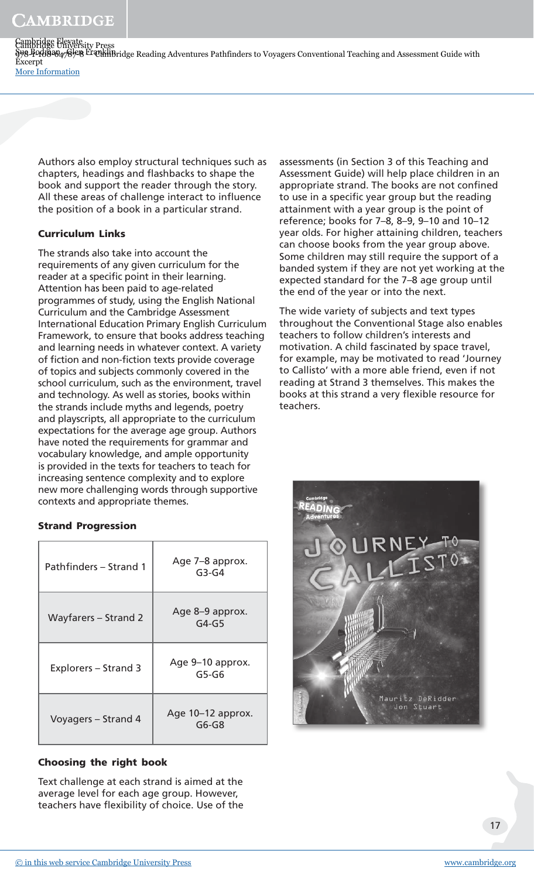Authors also employ structural techniques such as chapters, headings and flashbacks to shape the book and support the reader through the story. All these areas of challenge interact to influence the position of a book in a particular strand.

### Curriculum Links

The strands also take into account the requirements of any given curriculum for the reader at a specific point in their learning. Attention has been paid to age-related programmes of study, using the English National Curriculum and the Cambridge Assessment International Education Primary English Curriculum Framework, to ensure that books address teaching and learning needs in whatever context. A variety of fiction and non-fiction texts provide coverage of topics and subjects commonly covered in the school curriculum, such as the environment, travel and technology. As well as stories, books within the strands include myths and legends, poetry and playscripts, all appropriate to the curriculum expectations for the average age group. Authors have noted the requirements for grammar and vocabulary knowledge, and ample opportunity is provided in the texts for teachers to teach for increasing sentence complexity and to explore new more challenging words through supportive contexts and appropriate themes.

### Strand Progression

| | |
|---|---|
| Pathfinders – Strand 1 | Age 7–8 approx. G3-G4 |
| Wayfarers – Strand 2 | Age 8–9 approx. G4-G5 |
| Explorers – Strand 3 | Age 9–10 approx. G5-G6 |
| Voyagers – Strand 4 | Age 10–12 approx. G6-G8 |

### Choosing the right book

Text challenge at each strand is aimed at the average level for each age group. However, teachers have flexibility of choice. Use of the assessments (in Section 3 of this Teaching and Assessment Guide) will help place children in an appropriate strand. The books are not confined to use in a specific year group but the reading attainment with a year group is the point of reference; books for 7–8, 8–9, 9–10 and 10–12 year olds. For higher attaining children, teachers can choose books from the year group above. Some children may still require the support of a banded system if they are not yet working at the expected standard for the 7–8 age group until the end of the year or into the next.

The wide variety of subjects and text types throughout the Conventional Stage also enables teachers to follow children's interests and motivation. A child fascinated by space travel, for example, may be motivated to read 'Journey to Callisto' with a more able friend, even if not reading at Strand 3 themselves. This makes the books at this strand a very flexible resource for teachers.